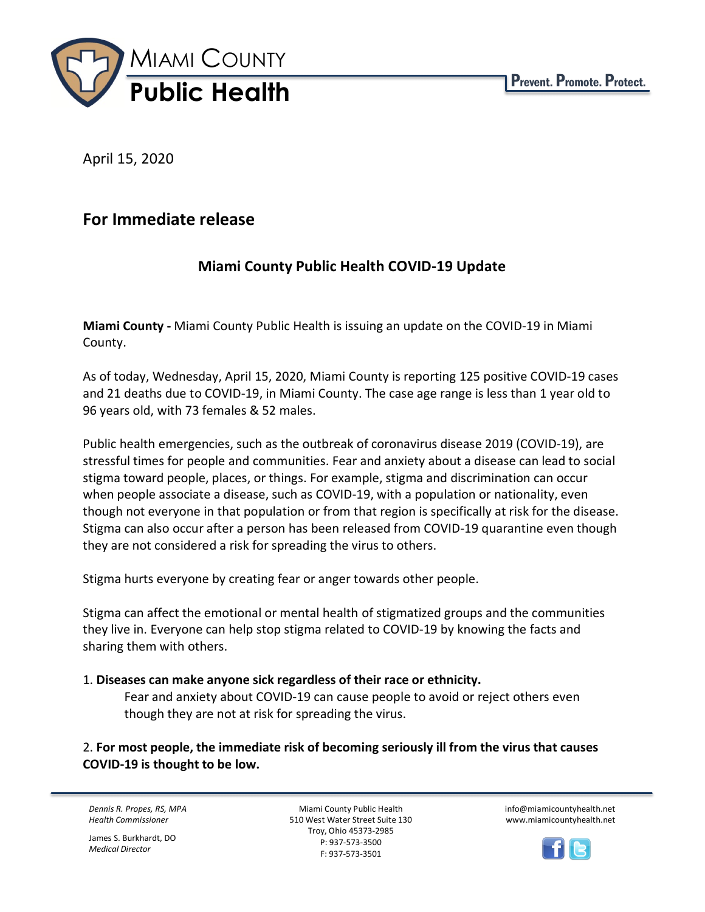# Miami County Public Health

Prevent. Promote. Protect.

April 15, 2020

## For Immediate release

### Miami County Public Health COVID-19 Update

**Miami County -** Miami County Public Health is issuing an update on the COVID-19 in Miami County.

As of today, Wednesday, April 15, 2020, Miami County is reporting 125 positive COVID-19 cases and 21 deaths due to COVID-19, in Miami County. The case age range is less than 1 year old to 96 years old, with 73 females & 52 males.

Public health emergencies, such as the outbreak of coronavirus disease 2019 (COVID-19), are stressful times for people and communities. Fear and anxiety about a disease can lead to social stigma toward people, places, or things. For example, stigma and discrimination can occur when people associate a disease, such as COVID-19, with a population or nationality, even though not everyone in that population or from that region is specifically at risk for the disease. Stigma can also occur after a person has been released from COVID-19 quarantine even though they are not considered a risk for spreading the virus to others.

Stigma hurts everyone by creating fear or anger towards other people.

Stigma can affect the emotional or mental health of stigmatized groups and the communities they live in. Everyone can help stop stigma related to COVID-19 by knowing the facts and sharing them with others.

1. **Diseases can make anyone sick regardless of their race or ethnicity.**
   Fear and anxiety about COVID-19 can cause people to avoid or reject others even though they are not at risk for spreading the virus.

2. **For most people, the immediate risk of becoming seriously ill from the virus that causes COVID-19 is thought to be low.**

*Dennis R. Propes, RS, MPA*
*Health Commissioner*

James S. Burkhardt, DO
*Medical Director*

Miami County Public Health
510 West Water Street Suite 130
Troy, Ohio 45373-2985
P: 937-573-3500
F: 937-573-3501

info@miamicountyhealth.net
www.miamicountyhealth.net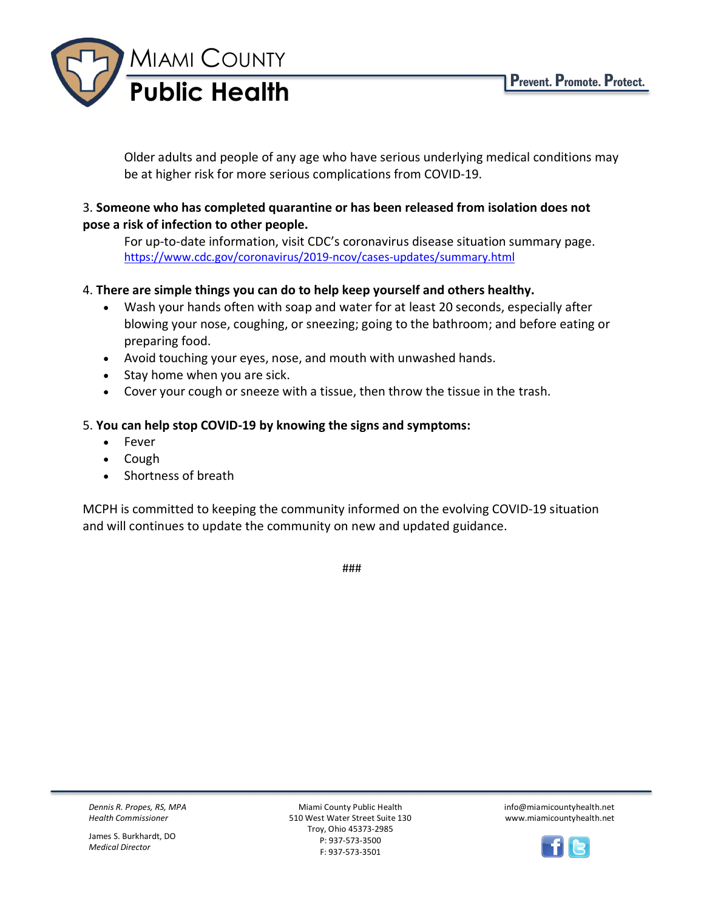Older adults and people of any age who have serious underlying medical conditions may be at higher risk for more serious complications from COVID-19.

3. **Someone who has completed quarantine or has been released from isolation does not pose a risk of infection to other people.**

For up-to-date information, visit CDC's coronavirus disease situation summary page. https://www.cdc.gov/coronavirus/2019-ncov/cases-updates/summary.html

4. **There are simple things you can do to help keep yourself and others healthy.**
   - Wash your hands often with soap and water for at least 20 seconds, especially after blowing your nose, coughing, or sneezing; going to the bathroom; and before eating or preparing food.
   - Avoid touching your eyes, nose, and mouth with unwashed hands.
   - Stay home when you are sick.
   - Cover your cough or sneeze with a tissue, then throw the tissue in the trash.

5. **You can help stop COVID-19 by knowing the signs and symptoms:**
   - Fever
   - Cough
   - Shortness of breath

MCPH is committed to keeping the community informed on the evolving COVID-19 situation and will continues to update the community on new and updated guidance.

###

*Dennis R. Propes, RS, MPA*
*Health Commissioner*

James S. Burkhardt, DO
*Medical Director*

Miami County Public Health
510 West Water Street Suite 130
Troy, Ohio 45373-2985
P: 937-573-3500
F: 937-573-3501

info@miamicountyhealth.net
www.miamicountyhealth.net